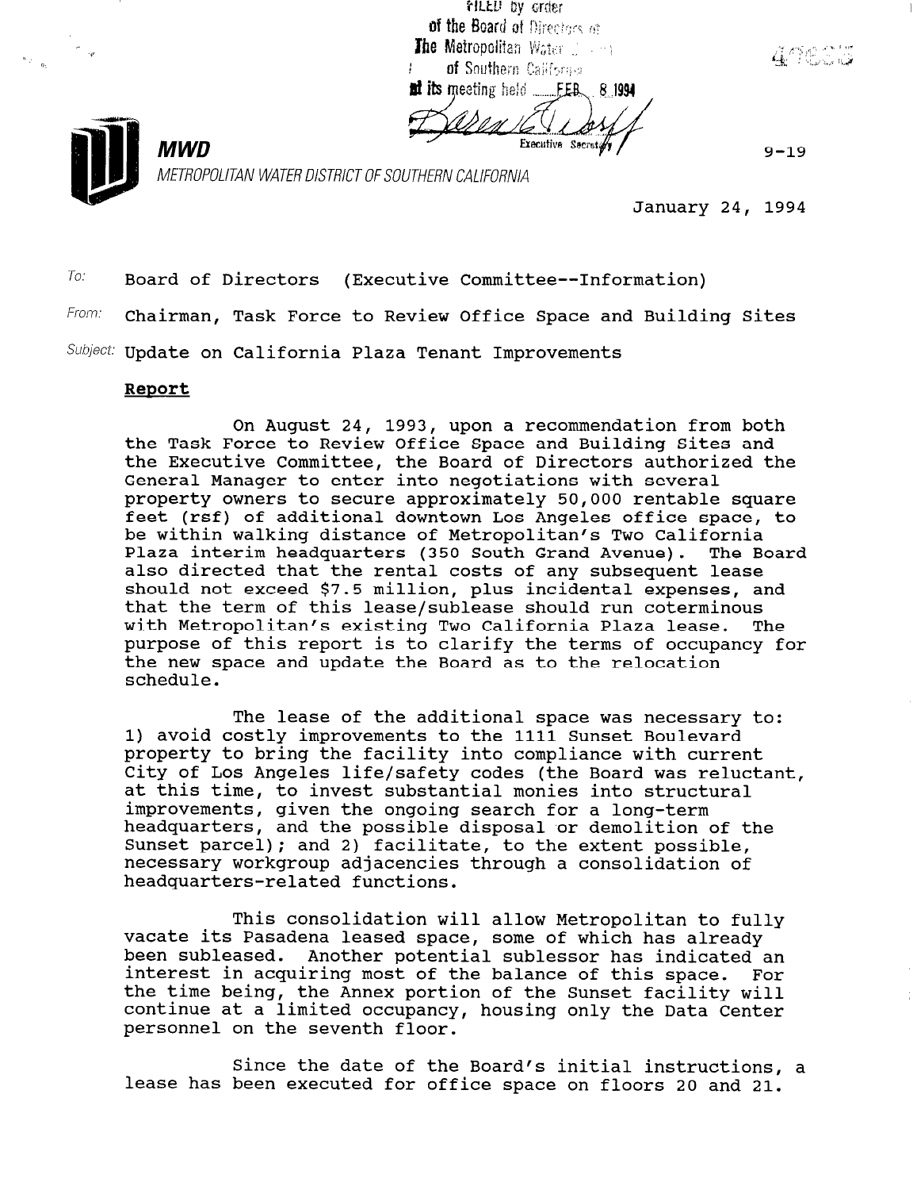FILED by order of the Board of Directors of The Metropolitan Water District of Southern California at its meeting held FEB. 8 1994

Executive Secretary

**MWD**

*METROPOLITAN WATER DISTRICT OF SOUTHERN CALIFORNIA*

9-19

January 24, 1994

To: Board of Directors (Executive Committee--Information)

From: Chairman, Task Force to Review Office Space and Building Sites

Subject: Update on California Plaza Tenant Improvements

**Report**

On August 24, 1993, upon a recommendation from both the Task Force to Review Office Space and Building Sites and the Executive Committee, the Board of Directors authorized the General Manager to enter into negotiations with several property owners to secure approximately 50,000 rentable square feet (rsf) of additional downtown Los Angeles office space, to be within walking distance of Metropolitan's Two California Plaza interim headquarters (350 South Grand Avenue). The Board also directed that the rental costs of any subsequent lease should not exceed $7.5 million, plus incidental expenses, and that the term of this lease/sublease should run coterminous with Metropolitan's existing Two California Plaza lease. The purpose of this report is to clarify the terms of occupancy for the new space and update the Board as to the relocation schedule.

The lease of the additional space was necessary to: 1) avoid costly improvements to the 1111 Sunset Boulevard property to bring the facility into compliance with current City of Los Angeles life/safety codes (the Board was reluctant, at this time, to invest substantial monies into structural improvements, given the ongoing search for a long-term headquarters, and the possible disposal or demolition of the Sunset parcel); and 2) facilitate, to the extent possible, necessary workgroup adjacencies through a consolidation of headquarters-related functions.

This consolidation will allow Metropolitan to fully vacate its Pasadena leased space, some of which has already been subleased. Another potential sublessor has indicated an interest in acquiring most of the balance of this space. For the time being, the Annex portion of the Sunset facility will continue at a limited occupancy, housing only the Data Center personnel on the seventh floor.

Since the date of the Board's initial instructions, a lease has been executed for office space on floors 20 and 21.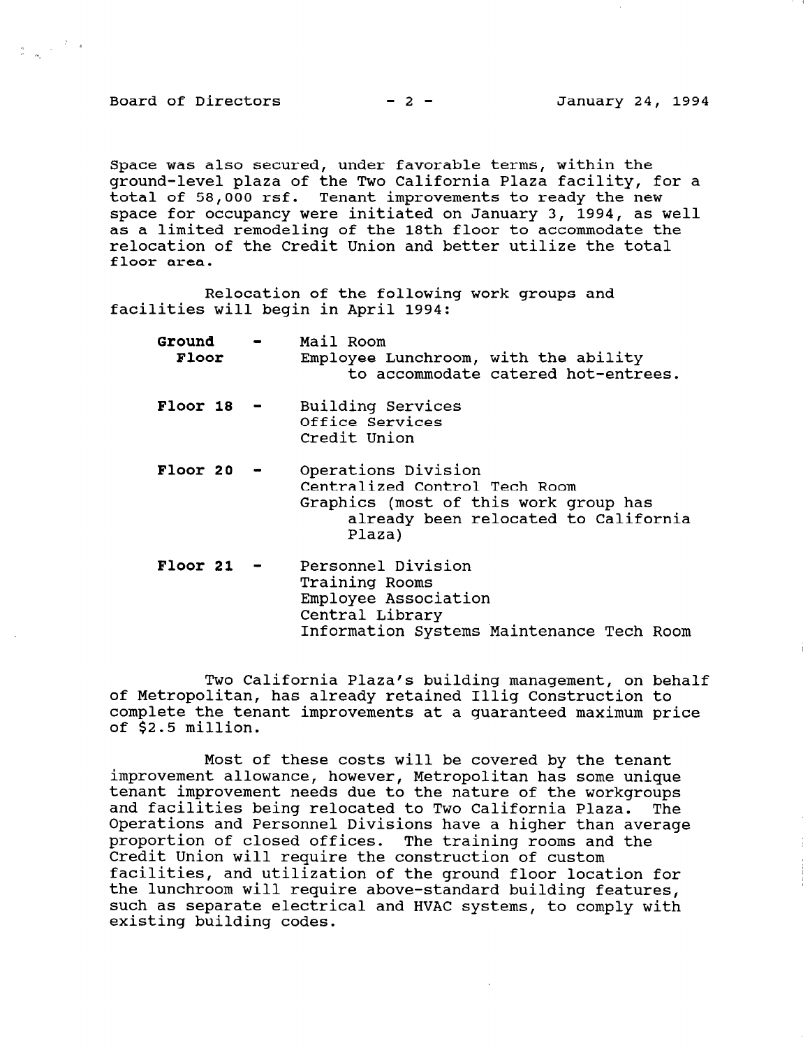Space was also secured, under favorable terms, within the ground-level plaza of the Two California Plaza facility, for a total of 58,000 rsf. Tenant improvements to ready the new space for occupancy were initiated on January 3, 1994, as well as a limited remodeling of the 18th floor to accommodate the relocation of the Credit Union and better utilize the total floor area.

Relocation of the following work groups and facilities will begin in April 1994:

**Ground Floor** - Mail Room
Employee Lunchroom, with the ability to accommodate catered hot-entrees.

**Floor 18** - Building Services
Office Services
Credit Union

**Floor 20** - Operations Division
Centralized Control Tech Room
Graphics (most of this work group has already been relocated to California Plaza)

**Floor 21** - Personnel Division
Training Rooms
Employee Association
Central Library
Information Systems Maintenance Tech Room

Two California Plaza's building management, on behalf of Metropolitan, has already retained Illig Construction to complete the tenant improvements at a guaranteed maximum price of $2.5 million.

Most of these costs will be covered by the tenant improvement allowance, however, Metropolitan has some unique tenant improvement needs due to the nature of the workgroups and facilities being relocated to Two California Plaza. The Operations and Personnel Divisions have a higher than average proportion of closed offices. The training rooms and the Credit Union will require the construction of custom facilities, and utilization of the ground floor location for the lunchroom will require above-standard building features, such as separate electrical and HVAC systems, to comply with existing building codes.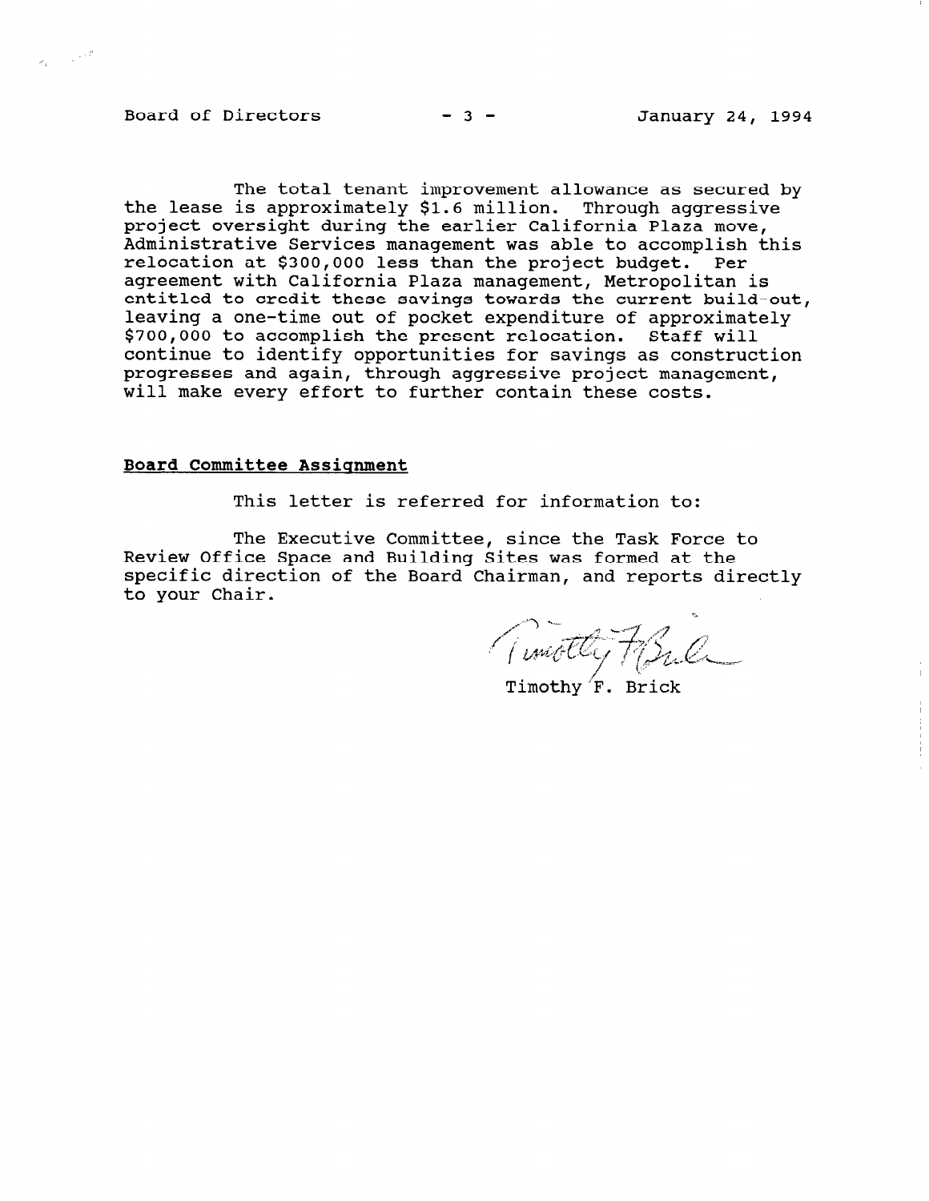The total tenant improvement allowance as secured by the lease is approximately $1.6 million. Through aggressive project oversight during the earlier California Plaza move, Administrative Services management was able to accomplish this relocation at $300,000 less than the project budget. Per agreement with California Plaza management, Metropolitan is entitled to credit these savings towards the current build-out, leaving a one-time out of pocket expenditure of approximately $700,000 to accomplish the present relocation. Staff will continue to identify opportunities for savings as construction progresses and again, through aggressive project management, will make every effort to further contain these costs.

**Board Committee Assignment**

This letter is referred for information to:

The Executive Committee, since the Task Force to Review Office Space and Building Sites was formed at the specific direction of the Board Chairman, and reports directly to your Chair.

Timothy F. Brick